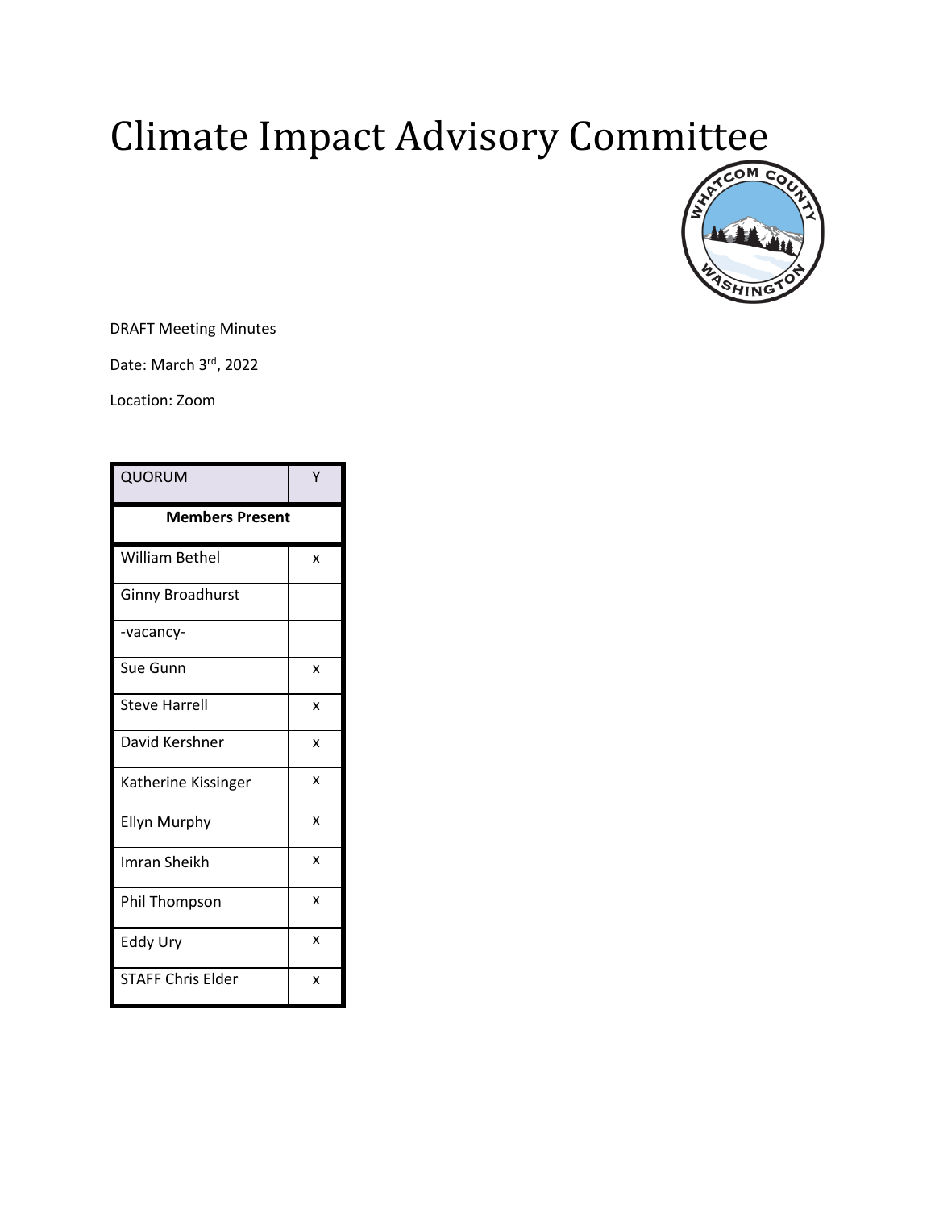# Climate Impact Advisory Committee

DRAFT Meeting Minutes

Date: March 3rd, 2022

Location: Zoom

| QUORUM | Y |
|---|---|
| **Members Present** | |
| William Bethel | x |
| Ginny Broadhurst | |
| -vacancy- | |
| Sue Gunn | x |
| Steve Harrell | x |
| David Kershner | x |
| Katherine Kissinger | x |
| Ellyn Murphy | x |
| Imran Sheikh | x |
| Phil Thompson | x |
| Eddy Ury | x |
| STAFF Chris Elder | x |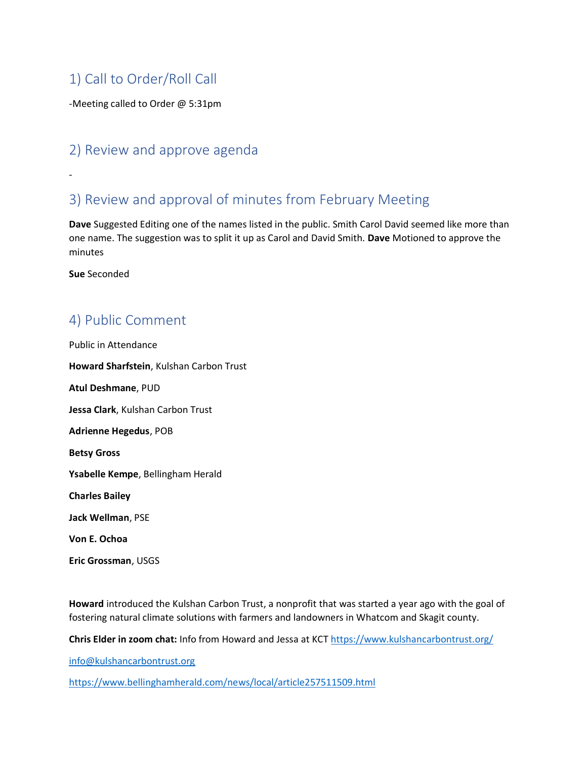## 1) Call to Order/Roll Call

-Meeting called to Order @ 5:31pm

## 2) Review and approve agenda

-

## 3) Review and approval of minutes from February Meeting

**Dave** Suggested Editing one of the names listed in the public. Smith Carol David seemed like more than one name. The suggestion was to split it up as Carol and David Smith. **Dave** Motioned to approve the minutes

**Sue** Seconded

## 4) Public Comment

Public in Attendance

**Howard Sharfstein**, Kulshan Carbon Trust

**Atul Deshmane**, PUD

**Jessa Clark**, Kulshan Carbon Trust

**Adrienne Hegedus**, POB

**Betsy Gross**

**Ysabelle Kempe**, Bellingham Herald

**Charles Bailey**

**Jack Wellman**, PSE

**Von E. Ochoa**

**Eric Grossman**, USGS

**Howard** introduced the Kulshan Carbon Trust, a nonprofit that was started a year ago with the goal of fostering natural climate solutions with farmers and landowners in Whatcom and Skagit county.

**Chris Elder in zoom chat:** Info from Howard and Jessa at KCT https://www.kulshancarbontrust.org/

info@kulshancarbontrust.org

https://www.bellinghamherald.com/news/local/article257511509.html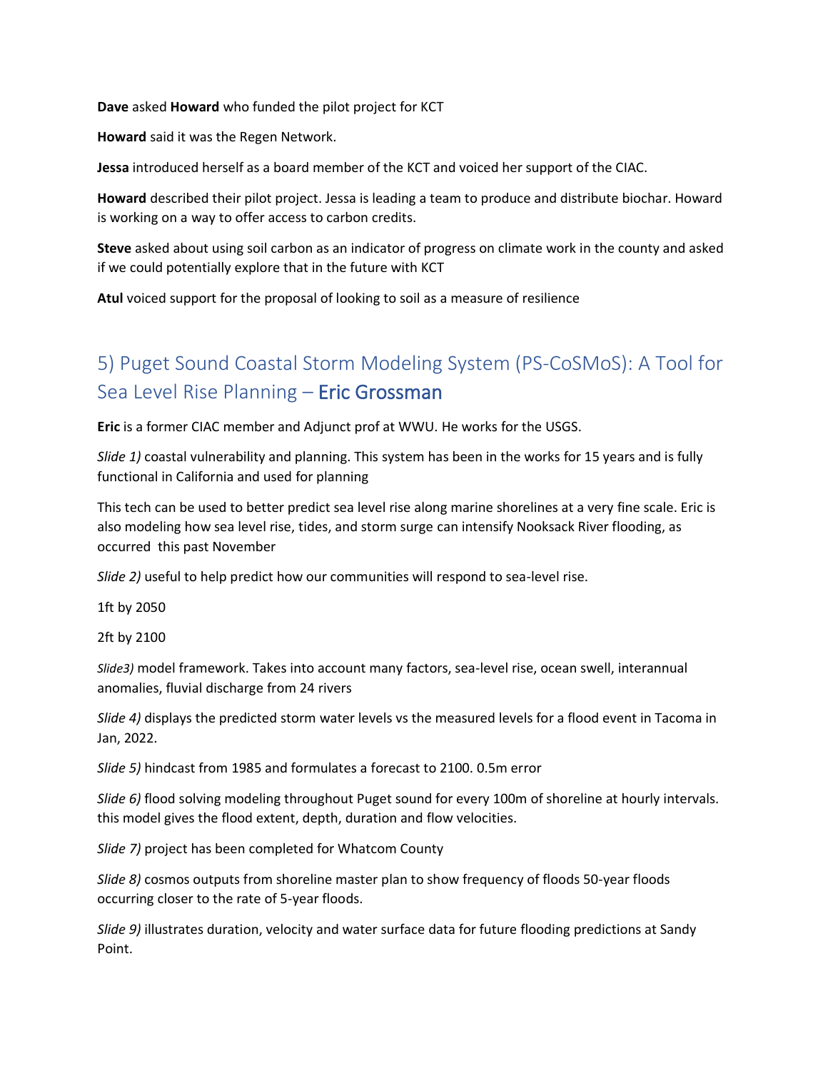**Dave** asked **Howard** who funded the pilot project for KCT

**Howard** said it was the Regen Network.

**Jessa** introduced herself as a board member of the KCT and voiced her support of the CIAC.

**Howard** described their pilot project. Jessa is leading a team to produce and distribute biochar. Howard is working on a way to offer access to carbon credits.

**Steve** asked about using soil carbon as an indicator of progress on climate work in the county and asked if we could potentially explore that in the future with KCT

**Atul** voiced support for the proposal of looking to soil as a measure of resilience

## 5) Puget Sound Coastal Storm Modeling System (PS-CoSMoS): A Tool for Sea Level Rise Planning – Eric Grossman

**Eric** is a former CIAC member and Adjunct prof at WWU. He works for the USGS.

*Slide 1)* coastal vulnerability and planning. This system has been in the works for 15 years and is fully functional in California and used for planning

This tech can be used to better predict sea level rise along marine shorelines at a very fine scale. Eric is also modeling how sea level rise, tides, and storm surge can intensify Nooksack River flooding, as occurred this past November

*Slide 2)* useful to help predict how our communities will respond to sea-level rise.

1ft by 2050

2ft by 2100

*Slide3)* model framework. Takes into account many factors, sea-level rise, ocean swell, interannual anomalies, fluvial discharge from 24 rivers

*Slide 4)* displays the predicted storm water levels vs the measured levels for a flood event in Tacoma in Jan, 2022.

*Slide 5)* hindcast from 1985 and formulates a forecast to 2100. 0.5m error

*Slide 6)* flood solving modeling throughout Puget sound for every 100m of shoreline at hourly intervals. this model gives the flood extent, depth, duration and flow velocities.

*Slide 7)* project has been completed for Whatcom County

*Slide 8)* cosmos outputs from shoreline master plan to show frequency of floods 50-year floods occurring closer to the rate of 5-year floods.

*Slide 9)* illustrates duration, velocity and water surface data for future flooding predictions at Sandy Point.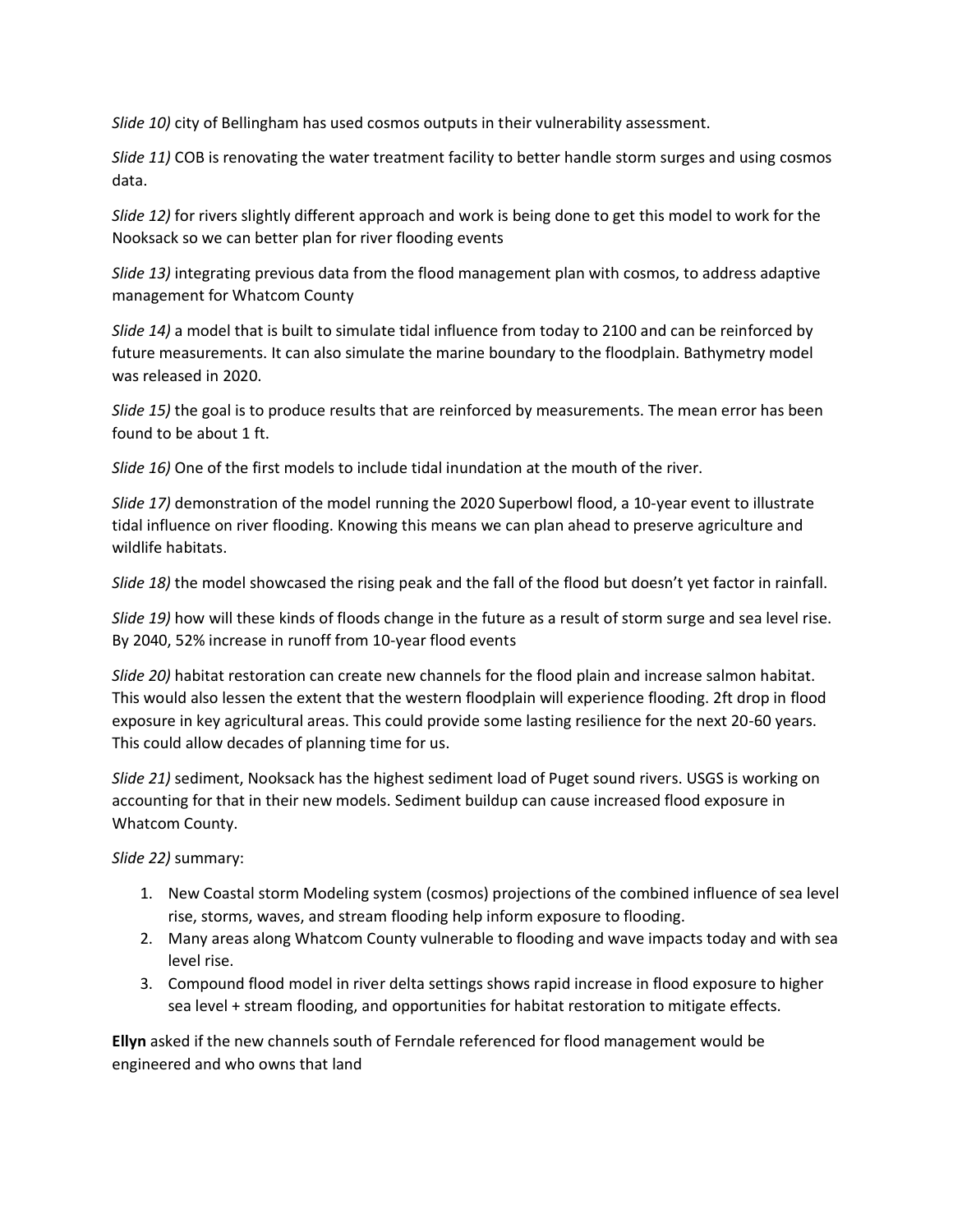*Slide 10)* city of Bellingham has used cosmos outputs in their vulnerability assessment.

*Slide 11)* COB is renovating the water treatment facility to better handle storm surges and using cosmos data.

*Slide 12)* for rivers slightly different approach and work is being done to get this model to work for the Nooksack so we can better plan for river flooding events

*Slide 13)* integrating previous data from the flood management plan with cosmos, to address adaptive management for Whatcom County

*Slide 14)* a model that is built to simulate tidal influence from today to 2100 and can be reinforced by future measurements. It can also simulate the marine boundary to the floodplain. Bathymetry model was released in 2020.

*Slide 15)* the goal is to produce results that are reinforced by measurements. The mean error has been found to be about 1 ft.

*Slide 16)* One of the first models to include tidal inundation at the mouth of the river.

*Slide 17)* demonstration of the model running the 2020 Superbowl flood, a 10-year event to illustrate tidal influence on river flooding. Knowing this means we can plan ahead to preserve agriculture and wildlife habitats.

*Slide 18)* the model showcased the rising peak and the fall of the flood but doesn't yet factor in rainfall.

*Slide 19)* how will these kinds of floods change in the future as a result of storm surge and sea level rise. By 2040, 52% increase in runoff from 10-year flood events

*Slide 20)* habitat restoration can create new channels for the flood plain and increase salmon habitat. This would also lessen the extent that the western floodplain will experience flooding. 2ft drop in flood exposure in key agricultural areas. This could provide some lasting resilience for the next 20-60 years. This could allow decades of planning time for us.

*Slide 21)* sediment, Nooksack has the highest sediment load of Puget sound rivers. USGS is working on accounting for that in their new models. Sediment buildup can cause increased flood exposure in Whatcom County.

*Slide 22)* summary:

1. New Coastal storm Modeling system (cosmos) projections of the combined influence of sea level rise, storms, waves, and stream flooding help inform exposure to flooding.
2. Many areas along Whatcom County vulnerable to flooding and wave impacts today and with sea level rise.
3. Compound flood model in river delta settings shows rapid increase in flood exposure to higher sea level + stream flooding, and opportunities for habitat restoration to mitigate effects.

**Ellyn** asked if the new channels south of Ferndale referenced for flood management would be engineered and who owns that land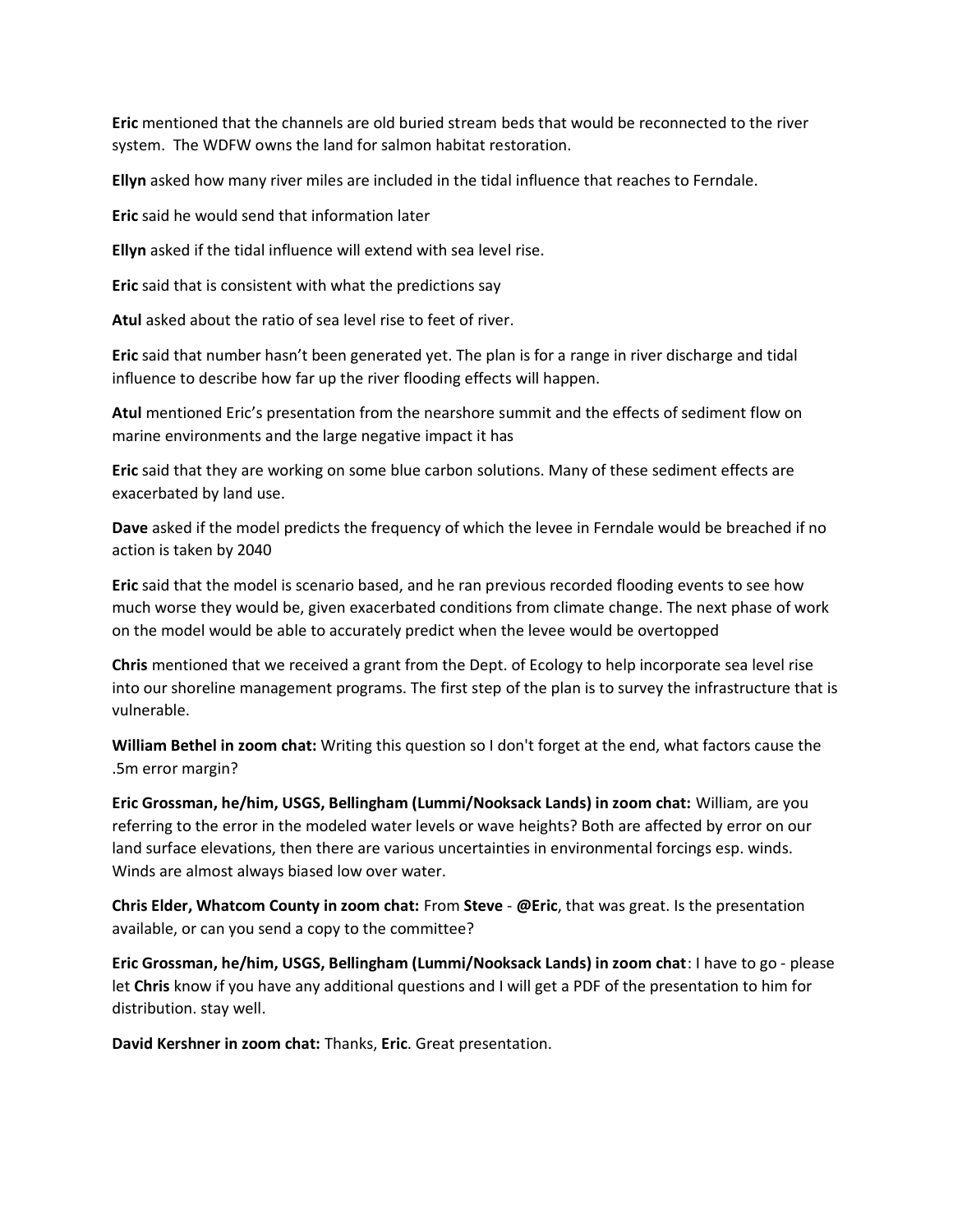**Eric** mentioned that the channels are old buried stream beds that would be reconnected to the river system. The WDFW owns the land for salmon habitat restoration.

**Ellyn** asked how many river miles are included in the tidal influence that reaches to Ferndale.

**Eric** said he would send that information later

**Ellyn** asked if the tidal influence will extend with sea level rise.

**Eric** said that is consistent with what the predictions say

**Atul** asked about the ratio of sea level rise to feet of river.

**Eric** said that number hasn't been generated yet. The plan is for a range in river discharge and tidal influence to describe how far up the river flooding effects will happen.

**Atul** mentioned Eric's presentation from the nearshore summit and the effects of sediment flow on marine environments and the large negative impact it has

**Eric** said that they are working on some blue carbon solutions. Many of these sediment effects are exacerbated by land use.

**Dave** asked if the model predicts the frequency of which the levee in Ferndale would be breached if no action is taken by 2040

**Eric** said that the model is scenario based, and he ran previous recorded flooding events to see how much worse they would be, given exacerbated conditions from climate change. The next phase of work on the model would be able to accurately predict when the levee would be overtopped

**Chris** mentioned that we received a grant from the Dept. of Ecology to help incorporate sea level rise into our shoreline management programs. The first step of the plan is to survey the infrastructure that is vulnerable.

**William Bethel in zoom chat:** Writing this question so I don't forget at the end, what factors cause the .5m error margin?

**Eric Grossman, he/him, USGS, Bellingham (Lummi/Nooksack Lands) in zoom chat:** William, are you referring to the error in the modeled water levels or wave heights? Both are affected by error on our land surface elevations, then there are various uncertainties in environmental forcings esp. winds. Winds are almost always biased low over water.

**Chris Elder, Whatcom County in zoom chat:** From **Steve** - **@Eric**, that was great. Is the presentation available, or can you send a copy to the committee?

**Eric Grossman, he/him, USGS, Bellingham (Lummi/Nooksack Lands) in zoom chat**: I have to go - please let **Chris** know if you have any additional questions and I will get a PDF of the presentation to him for distribution. stay well.

**David Kershner in zoom chat:** Thanks, **Eric**. Great presentation.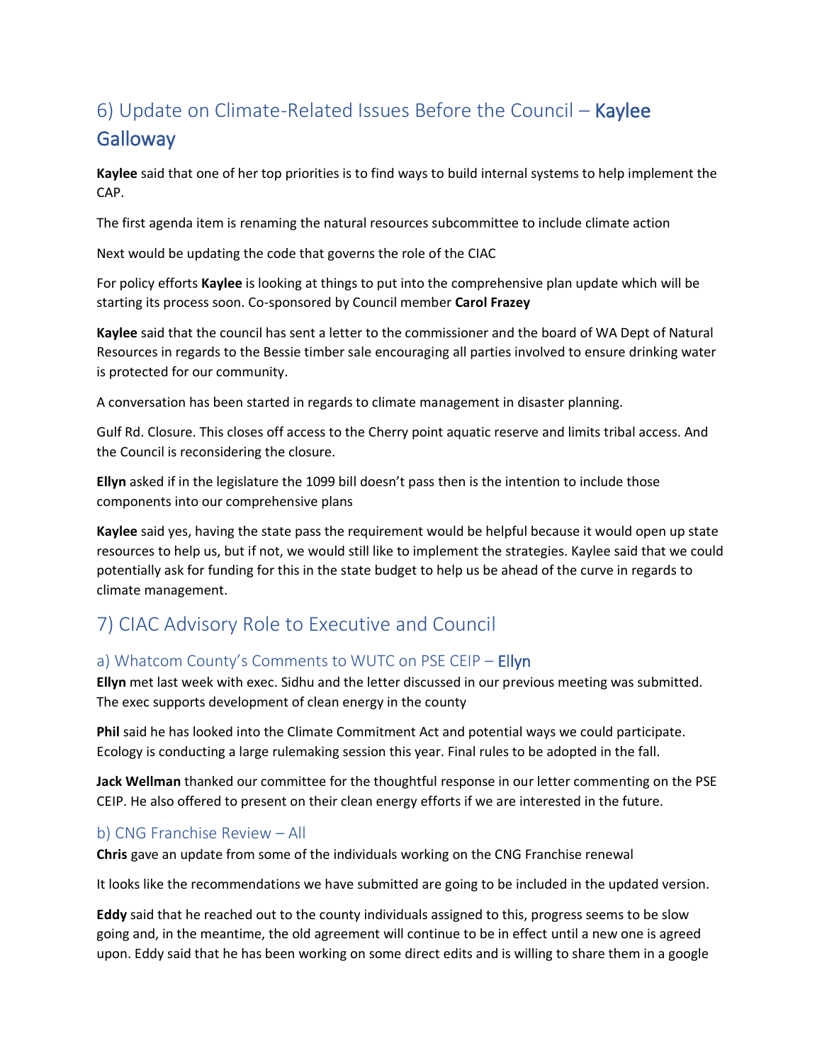## 6) Update on Climate-Related Issues Before the Council – Kaylee Galloway

**Kaylee** said that one of her top priorities is to find ways to build internal systems to help implement the CAP.

The first agenda item is renaming the natural resources subcommittee to include climate action

Next would be updating the code that governs the role of the CIAC

For policy efforts **Kaylee** is looking at things to put into the comprehensive plan update which will be starting its process soon. Co-sponsored by Council member **Carol Frazey**

**Kaylee** said that the council has sent a letter to the commissioner and the board of WA Dept of Natural Resources in regards to the Bessie timber sale encouraging all parties involved to ensure drinking water is protected for our community.

A conversation has been started in regards to climate management in disaster planning.

Gulf Rd. Closure. This closes off access to the Cherry point aquatic reserve and limits tribal access. And the Council is reconsidering the closure.

**Ellyn** asked if in the legislature the 1099 bill doesn't pass then is the intention to include those components into our comprehensive plans

**Kaylee** said yes, having the state pass the requirement would be helpful because it would open up state resources to help us, but if not, we would still like to implement the strategies. Kaylee said that we could potentially ask for funding for this in the state budget to help us be ahead of the curve in regards to climate management.

## 7) CIAC Advisory Role to Executive and Council

### a) Whatcom County's Comments to WUTC on PSE CEIP – Ellyn

**Ellyn** met last week with exec. Sidhu and the letter discussed in our previous meeting was submitted. The exec supports development of clean energy in the county

**Phil** said he has looked into the Climate Commitment Act and potential ways we could participate. Ecology is conducting a large rulemaking session this year. Final rules to be adopted in the fall.

**Jack Wellman** thanked our committee for the thoughtful response in our letter commenting on the PSE CEIP. He also offered to present on their clean energy efforts if we are interested in the future.

### b) CNG Franchise Review – All

**Chris** gave an update from some of the individuals working on the CNG Franchise renewal

It looks like the recommendations we have submitted are going to be included in the updated version.

**Eddy** said that he reached out to the county individuals assigned to this, progress seems to be slow going and, in the meantime, the old agreement will continue to be in effect until a new one is agreed upon. Eddy said that he has been working on some direct edits and is willing to share them in a google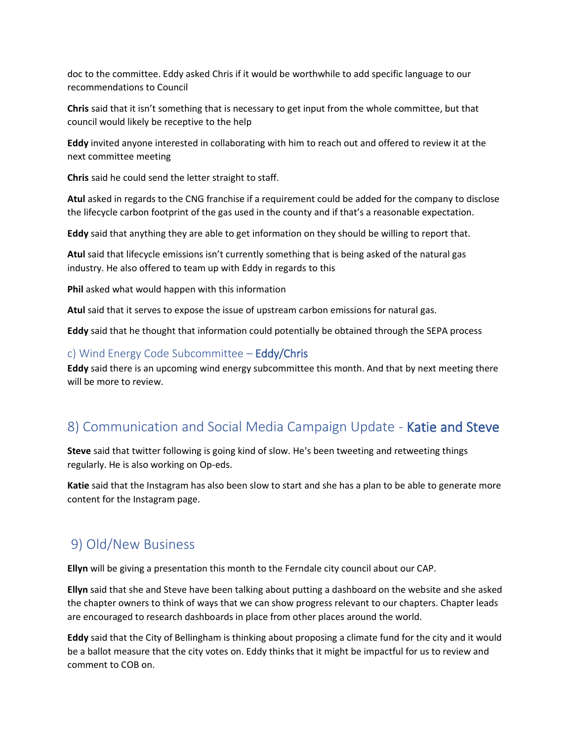doc to the committee. Eddy asked Chris if it would be worthwhile to add specific language to our recommendations to Council

**Chris** said that it isn't something that is necessary to get input from the whole committee, but that council would likely be receptive to the help

**Eddy** invited anyone interested in collaborating with him to reach out and offered to review it at the next committee meeting

**Chris** said he could send the letter straight to staff.

**Atul** asked in regards to the CNG franchise if a requirement could be added for the company to disclose the lifecycle carbon footprint of the gas used in the county and if that's a reasonable expectation.

**Eddy** said that anything they are able to get information on they should be willing to report that.

**Atul** said that lifecycle emissions isn't currently something that is being asked of the natural gas industry. He also offered to team up with Eddy in regards to this

**Phil** asked what would happen with this information

**Atul** said that it serves to expose the issue of upstream carbon emissions for natural gas.

**Eddy** said that he thought that information could potentially be obtained through the SEPA process

### c) Wind Energy Code Subcommittee – Eddy/Chris

**Eddy** said there is an upcoming wind energy subcommittee this month. And that by next meeting there will be more to review.

## 8) Communication and Social Media Campaign Update - Katie and Steve

**Steve** said that twitter following is going kind of slow. He's been tweeting and retweeting things regularly. He is also working on Op-eds.

**Katie** said that the Instagram has also been slow to start and she has a plan to be able to generate more content for the Instagram page.

## 9) Old/New Business

**Ellyn** will be giving a presentation this month to the Ferndale city council about our CAP.

**Ellyn** said that she and Steve have been talking about putting a dashboard on the website and she asked the chapter owners to think of ways that we can show progress relevant to our chapters. Chapter leads are encouraged to research dashboards in place from other places around the world.

**Eddy** said that the City of Bellingham is thinking about proposing a climate fund for the city and it would be a ballot measure that the city votes on. Eddy thinks that it might be impactful for us to review and comment to COB on.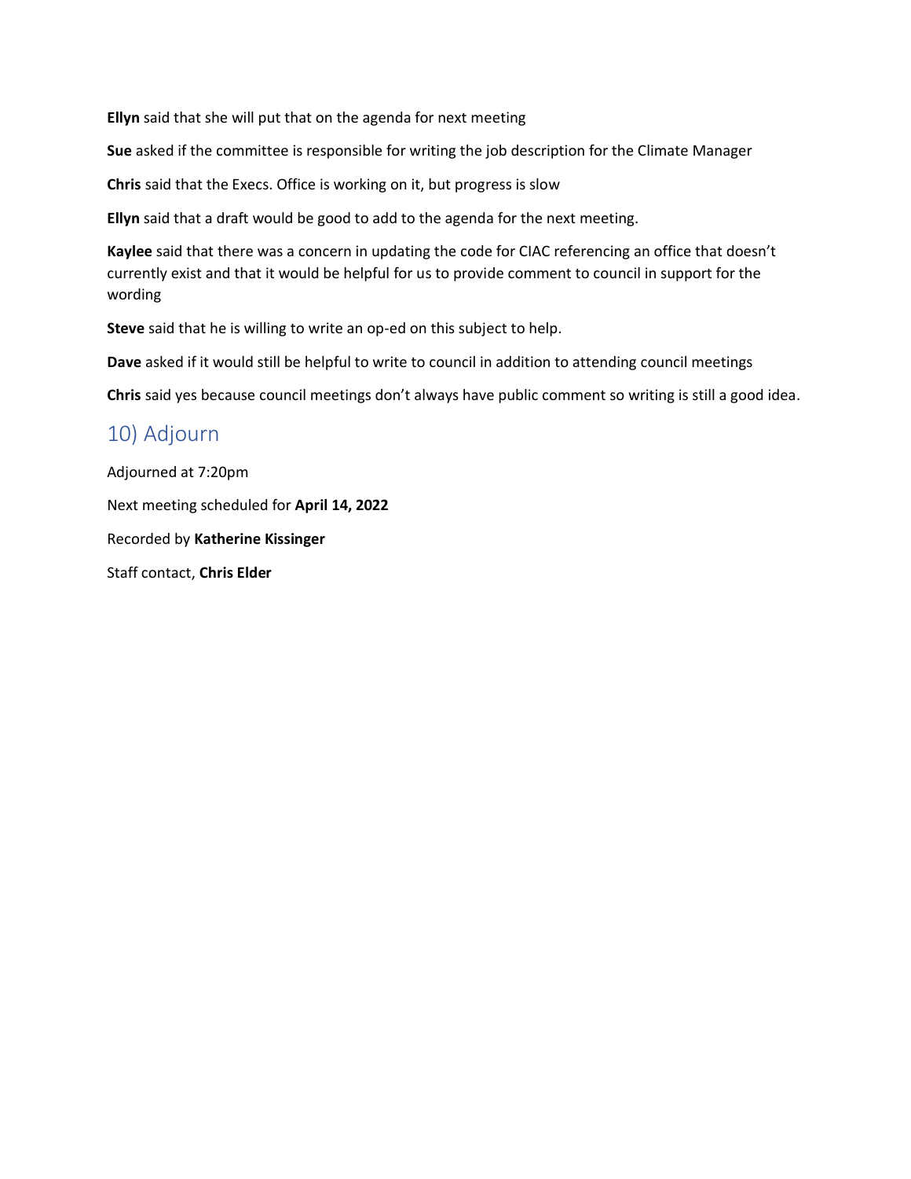**Ellyn** said that she will put that on the agenda for next meeting

**Sue** asked if the committee is responsible for writing the job description for the Climate Manager

**Chris** said that the Execs. Office is working on it, but progress is slow

**Ellyn** said that a draft would be good to add to the agenda for the next meeting.

**Kaylee** said that there was a concern in updating the code for CIAC referencing an office that doesn't currently exist and that it would be helpful for us to provide comment to council in support for the wording

**Steve** said that he is willing to write an op-ed on this subject to help.

**Dave** asked if it would still be helpful to write to council in addition to attending council meetings

**Chris** said yes because council meetings don't always have public comment so writing is still a good idea.

## 10) Adjourn

Adjourned at 7:20pm

Next meeting scheduled for **April 14, 2022**

Recorded by **Katherine Kissinger**

Staff contact, **Chris Elder**